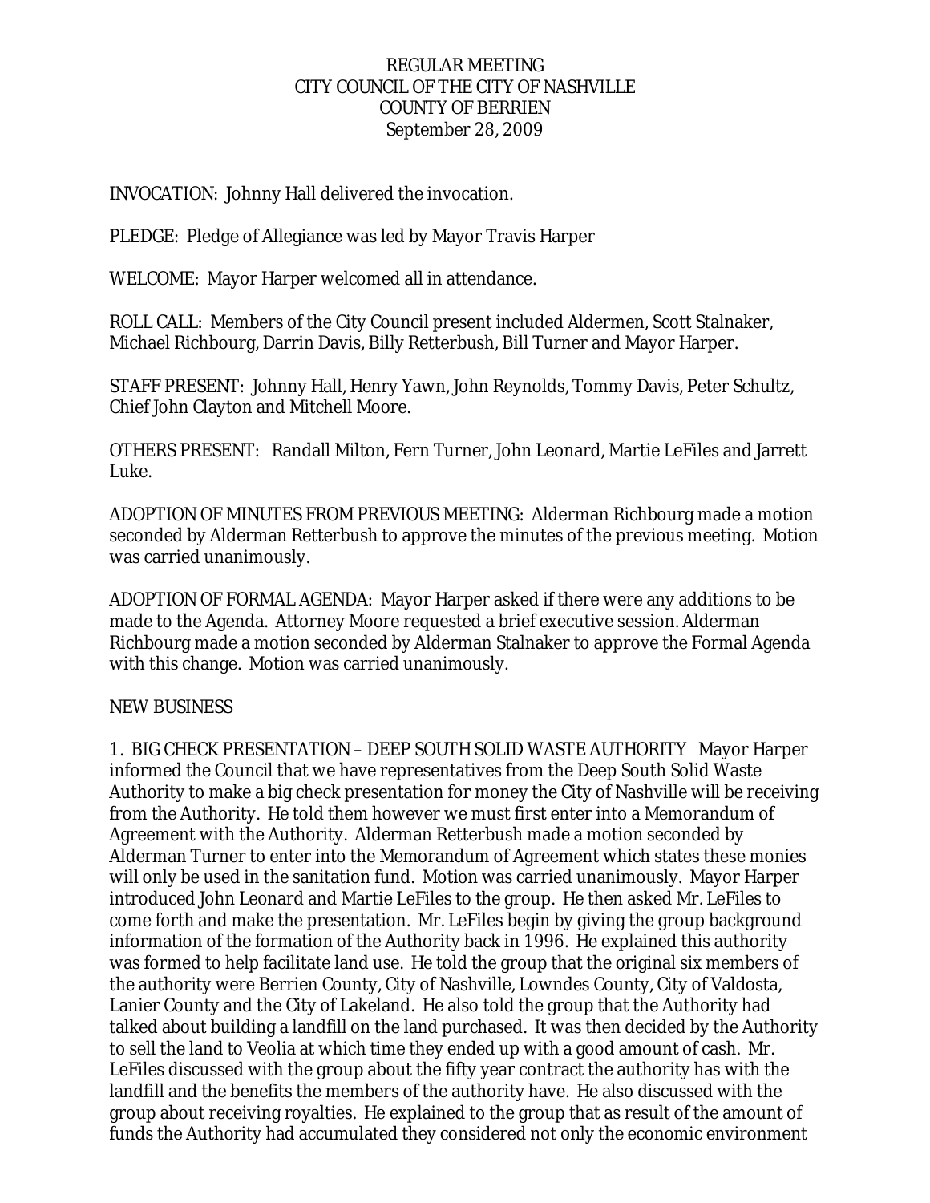REGULAR MEETING
CITY COUNCIL OF THE CITY OF NASHVILLE
COUNTY OF BERRIEN
September 28, 2009

INVOCATION: Johnny Hall delivered the invocation.

PLEDGE: Pledge of Allegiance was led by Mayor Travis Harper

WELCOME: Mayor Harper welcomed all in attendance.

ROLL CALL: Members of the City Council present included Aldermen, Scott Stalnaker, Michael Richbourg, Darrin Davis, Billy Retterbush, Bill Turner and Mayor Harper.

STAFF PRESENT: Johnny Hall, Henry Yawn, John Reynolds, Tommy Davis, Peter Schultz, Chief John Clayton and Mitchell Moore.

OTHERS PRESENT: Randall Milton, Fern Turner, John Leonard, Martie LeFiles and Jarrett Luke.

ADOPTION OF MINUTES FROM PREVIOUS MEETING: Alderman Richbourg made a motion seconded by Alderman Retterbush to approve the minutes of the previous meeting. Motion was carried unanimously.

ADOPTION OF FORMAL AGENDA: Mayor Harper asked if there were any additions to be made to the Agenda. Attorney Moore requested a brief executive session. Alderman Richbourg made a motion seconded by Alderman Stalnaker to approve the Formal Agenda with this change. Motion was carried unanimously.

NEW BUSINESS

1. BIG CHECK PRESENTATION – DEEP SOUTH SOLID WASTE AUTHORITY Mayor Harper informed the Council that we have representatives from the Deep South Solid Waste Authority to make a big check presentation for money the City of Nashville will be receiving from the Authority. He told them however we must first enter into a Memorandum of Agreement with the Authority. Alderman Retterbush made a motion seconded by Alderman Turner to enter into the Memorandum of Agreement which states these monies will only be used in the sanitation fund. Motion was carried unanimously. Mayor Harper introduced John Leonard and Martie LeFiles to the group. He then asked Mr. LeFiles to come forth and make the presentation. Mr. LeFiles begin by giving the group background information of the formation of the Authority back in 1996. He explained this authority was formed to help facilitate land use. He told the group that the original six members of the authority were Berrien County, City of Nashville, Lowndes County, City of Valdosta, Lanier County and the City of Lakeland. He also told the group that the Authority had talked about building a landfill on the land purchased. It was then decided by the Authority to sell the land to Veolia at which time they ended up with a good amount of cash. Mr. LeFiles discussed with the group about the fifty year contract the authority has with the landfill and the benefits the members of the authority have. He also discussed with the group about receiving royalties. He explained to the group that as result of the amount of funds the Authority had accumulated they considered not only the economic environment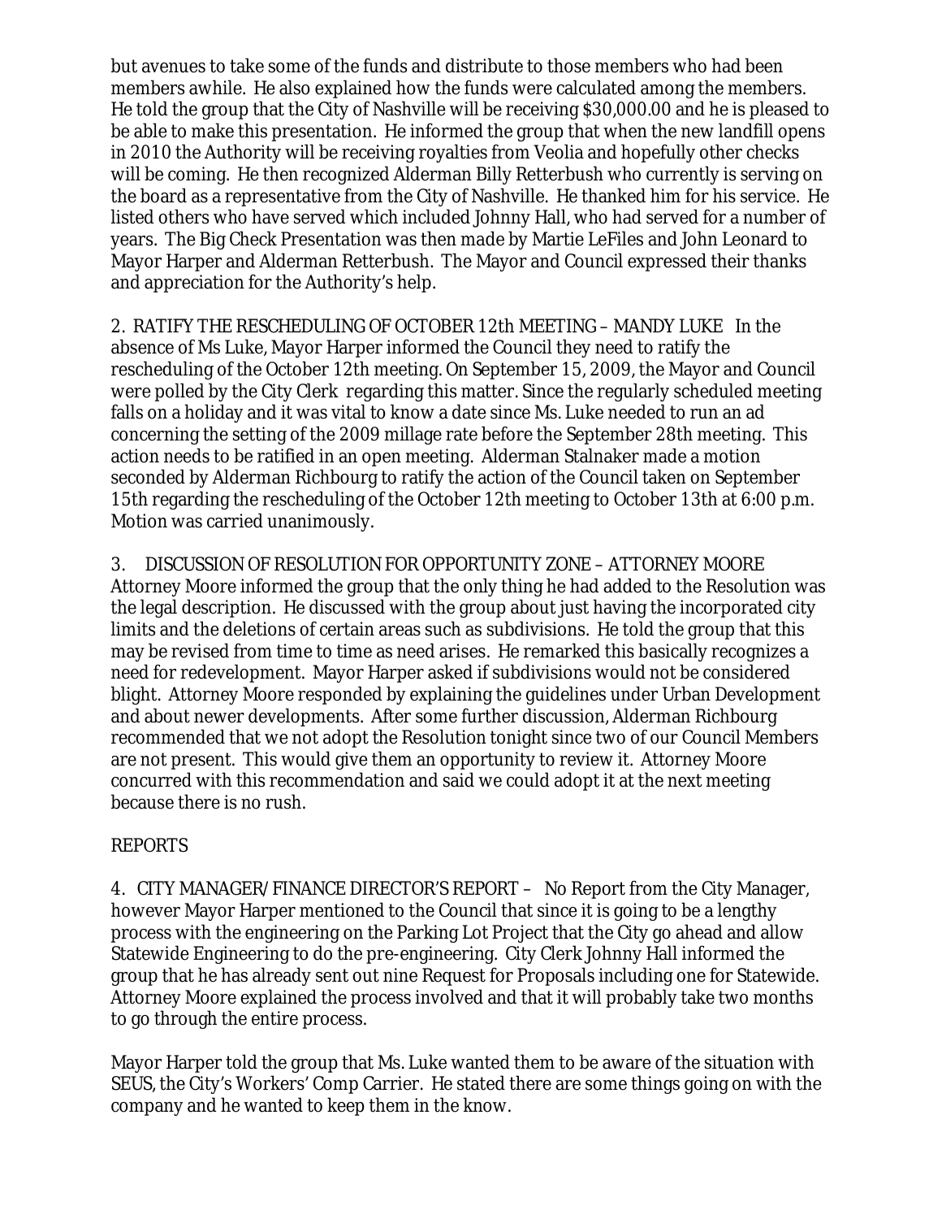but avenues to take some of the funds and distribute to those members who had been members awhile. He also explained how the funds were calculated among the members. He told the group that the City of Nashville will be receiving $30,000.00 and he is pleased to be able to make this presentation. He informed the group that when the new landfill opens in 2010 the Authority will be receiving royalties from Veolia and hopefully other checks will be coming. He then recognized Alderman Billy Retterbush who currently is serving on the board as a representative from the City of Nashville. He thanked him for his service. He listed others who have served which included Johnny Hall, who had served for a number of years. The Big Check Presentation was then made by Martie LeFiles and John Leonard to Mayor Harper and Alderman Retterbush. The Mayor and Council expressed their thanks and appreciation for the Authority's help.

2. RATIFY THE RESCHEDULING OF OCTOBER 12th MEETING – MANDY LUKE In the absence of Ms Luke, Mayor Harper informed the Council they need to ratify the rescheduling of the October 12th meeting. On September 15, 2009, the Mayor and Council were polled by the City Clerk regarding this matter. Since the regularly scheduled meeting falls on a holiday and it was vital to know a date since Ms. Luke needed to run an ad concerning the setting of the 2009 millage rate before the September 28th meeting. This action needs to be ratified in an open meeting. Alderman Stalnaker made a motion seconded by Alderman Richbourg to ratify the action of the Council taken on September 15th regarding the rescheduling of the October 12th meeting to October 13th at 6:00 p.m. Motion was carried unanimously.

3. DISCUSSION OF RESOLUTION FOR OPPORTUNITY ZONE – ATTORNEY MOORE Attorney Moore informed the group that the only thing he had added to the Resolution was the legal description. He discussed with the group about just having the incorporated city limits and the deletions of certain areas such as subdivisions. He told the group that this may be revised from time to time as need arises. He remarked this basically recognizes a need for redevelopment. Mayor Harper asked if subdivisions would not be considered blight. Attorney Moore responded by explaining the guidelines under Urban Development and about newer developments. After some further discussion, Alderman Richbourg recommended that we not adopt the Resolution tonight since two of our Council Members are not present. This would give them an opportunity to review it. Attorney Moore concurred with this recommendation and said we could adopt it at the next meeting because there is no rush.

REPORTS

4. CITY MANAGER/FINANCE DIRECTOR'S REPORT – No Report from the City Manager, however Mayor Harper mentioned to the Council that since it is going to be a lengthy process with the engineering on the Parking Lot Project that the City go ahead and allow Statewide Engineering to do the pre-engineering. City Clerk Johnny Hall informed the group that he has already sent out nine Request for Proposals including one for Statewide. Attorney Moore explained the process involved and that it will probably take two months to go through the entire process.

Mayor Harper told the group that Ms. Luke wanted them to be aware of the situation with SEUS, the City's Workers' Comp Carrier. He stated there are some things going on with the company and he wanted to keep them in the know.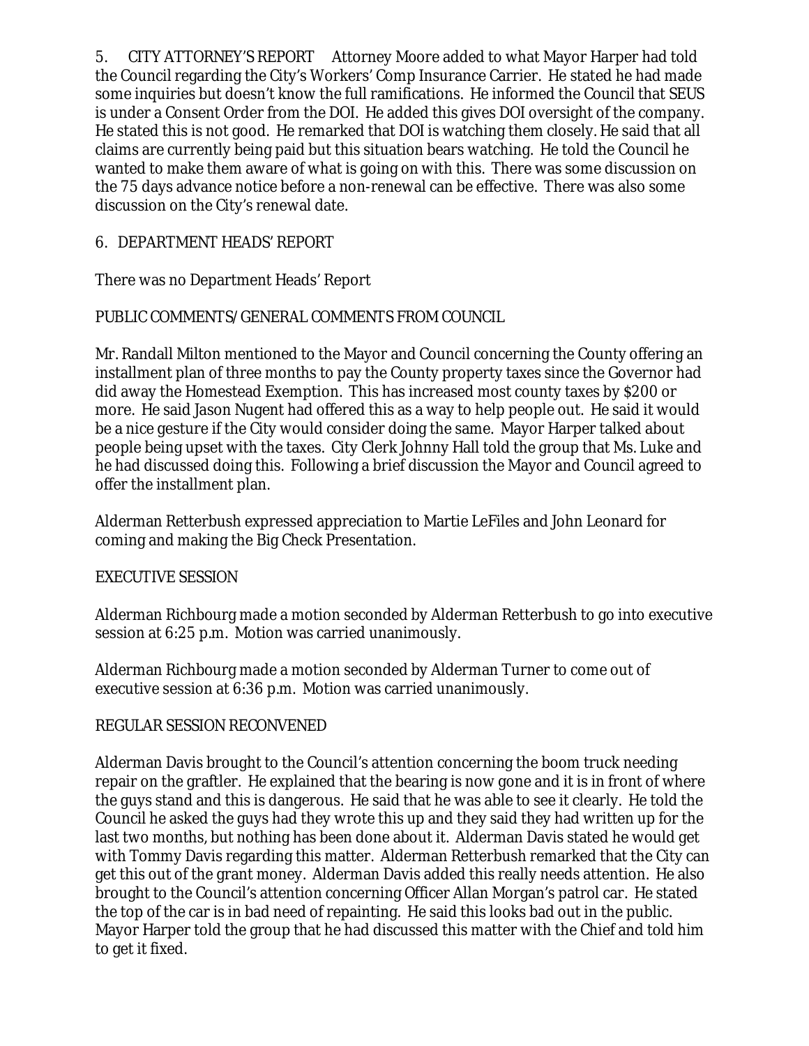5. CITY ATTORNEY'S REPORT Attorney Moore added to what Mayor Harper had told the Council regarding the City's Workers' Comp Insurance Carrier. He stated he had made some inquiries but doesn't know the full ramifications. He informed the Council that SEUS is under a Consent Order from the DOI. He added this gives DOI oversight of the company. He stated this is not good. He remarked that DOI is watching them closely. He said that all claims are currently being paid but this situation bears watching. He told the Council he wanted to make them aware of what is going on with this. There was some discussion on the 75 days advance notice before a non-renewal can be effective. There was also some discussion on the City's renewal date.

6. DEPARTMENT HEADS' REPORT

There was no Department Heads' Report

PUBLIC COMMENTS/ GENERAL COMMENTS FROM COUNCIL

Mr. Randall Milton mentioned to the Mayor and Council concerning the County offering an installment plan of three months to pay the County property taxes since the Governor had did away the Homestead Exemption. This has increased most county taxes by $200 or more. He said Jason Nugent had offered this as a way to help people out. He said it would be a nice gesture if the City would consider doing the same. Mayor Harper talked about people being upset with the taxes. City Clerk Johnny Hall told the group that Ms. Luke and he had discussed doing this. Following a brief discussion the Mayor and Council agreed to offer the installment plan.

Alderman Retterbush expressed appreciation to Martie LeFiles and John Leonard for coming and making the Big Check Presentation.

EXECUTIVE SESSION

Alderman Richbourg made a motion seconded by Alderman Retterbush to go into executive session at 6:25 p.m. Motion was carried unanimously.

Alderman Richbourg made a motion seconded by Alderman Turner to come out of executive session at 6:36 p.m. Motion was carried unanimously.

REGULAR SESSION RECONVENED

Alderman Davis brought to the Council's attention concerning the boom truck needing repair on the graftler. He explained that the bearing is now gone and it is in front of where the guys stand and this is dangerous. He said that he was able to see it clearly. He told the Council he asked the guys had they wrote this up and they said they had written up for the last two months, but nothing has been done about it. Alderman Davis stated he would get with Tommy Davis regarding this matter. Alderman Retterbush remarked that the City can get this out of the grant money. Alderman Davis added this really needs attention. He also brought to the Council's attention concerning Officer Allan Morgan's patrol car. He stated the top of the car is in bad need of repainting. He said this looks bad out in the public. Mayor Harper told the group that he had discussed this matter with the Chief and told him to get it fixed.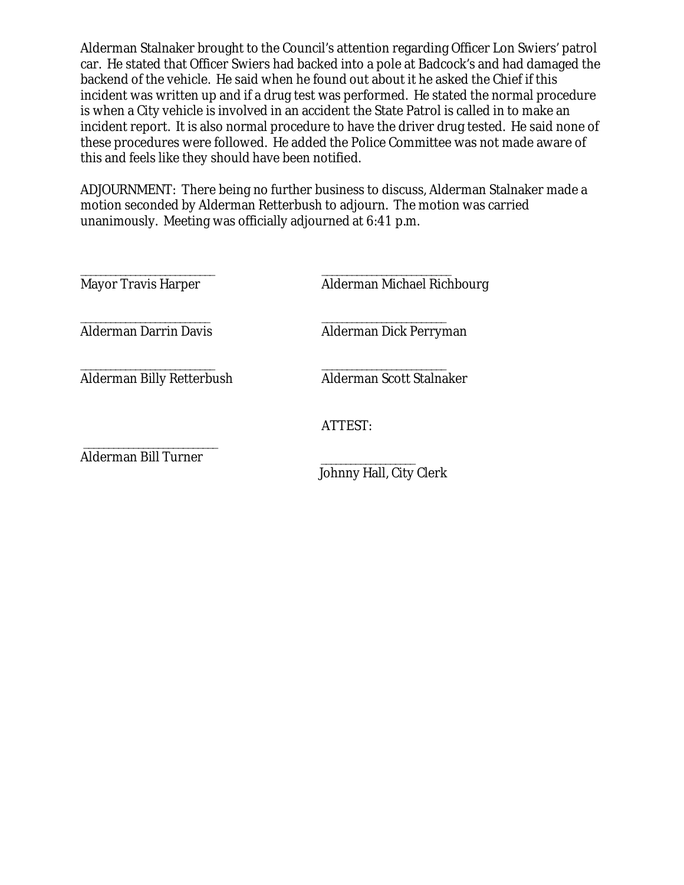Alderman Stalnaker brought to the Council's attention regarding Officer Lon Swiers' patrol car. He stated that Officer Swiers had backed into a pole at Badcock's and had damaged the backend of the vehicle. He said when he found out about it he asked the Chief if this incident was written up and if a drug test was performed. He stated the normal procedure is when a City vehicle is involved in an accident the State Patrol is called in to make an incident report. It is also normal procedure to have the driver drug tested. He said none of these procedures were followed. He added the Police Committee was not made aware of this and feels like they should have been notified.

ADJOURNMENT: There being no further business to discuss, Alderman Stalnaker made a motion seconded by Alderman Retterbush to adjourn. The motion was carried unanimously. Meeting was officially adjourned at 6:41 p.m.

\_\_\_\_\_\_\_\_\_\_\_\_\_\_\_\_\_\_\_\_\_\_\_\_
Mayor Travis Harper

\_\_\_\_\_\_\_\_\_\_\_\_\_\_\_\_\_\_\_\_\_\_\_\_
Alderman Michael Richbourg

\_\_\_\_\_\_\_\_\_\_\_\_\_\_\_\_\_\_\_\_\_\_\_\_
Alderman Darrin Davis

\_\_\_\_\_\_\_\_\_\_\_\_\_\_\_\_\_\_\_\_\_\_\_\_
Alderman Dick Perryman

\_\_\_\_\_\_\_\_\_\_\_\_\_\_\_\_\_\_\_\_\_\_\_\_
Alderman Billy Retterbush

\_\_\_\_\_\_\_\_\_\_\_\_\_\_\_\_\_\_\_\_\_\_\_\_
Alderman Scott Stalnaker

\_\_\_\_\_\_\_\_\_\_\_\_\_\_\_\_\_\_\_\_\_\_\_\_
Alderman Bill Turner

ATTEST:

\_\_\_\_\_\_\_\_\_\_\_\_\_\_\_\_\_\_
Johnny Hall, City Clerk